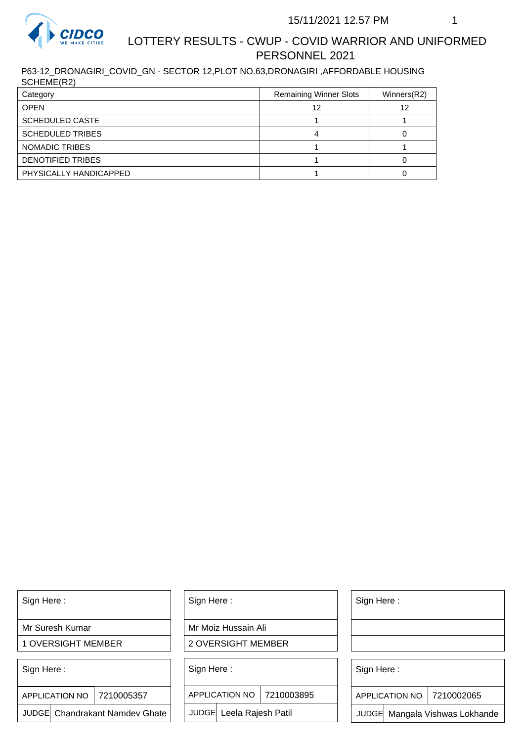# LOTTERY RESULTS - CWUP - COVID WARRIOR AND UNIFORMED PERSONNEL 2021

15/11/2021 12.57 PM

P63-12_DRONAGIRI_COVID_GN - SECTOR 12,PLOT NO.63,DRONAGIRI ,AFFORDABLE HOUSING SCHEME(R2)

| Category | Remaining Winner Slots | Winners(R2) |
|---|---|---|
| OPEN | 12 | 12 |
| SCHEDULED CASTE | 1 | 1 |
| SCHEDULED TRIBES | 4 | 0 |
| NOMADIC TRIBES | 1 | 1 |
| DENOTIFIED TRIBES | 1 | 0 |
| PHYSICALLY HANDICAPPED | 1 | 0 |

| Sign Here : | Sign Here : | Sign Here : |
|---|---|---|
| Mr Suresh Kumar | Mr Moiz Hussain Ali | |
| 1 OVERSIGHT MEMBER | 2 OVERSIGHT MEMBER | |

| Sign Here : | Sign Here : | Sign Here : |
|---|---|---|
| APPLICATION NO 7210005357 | APPLICATION NO 7210003895 | APPLICATION NO 7210002065 |
| JUDGE Chandrakant Namdev Ghate | JUDGE Leela Rajesh Patil | JUDGE Mangala Vishwas Lokhande |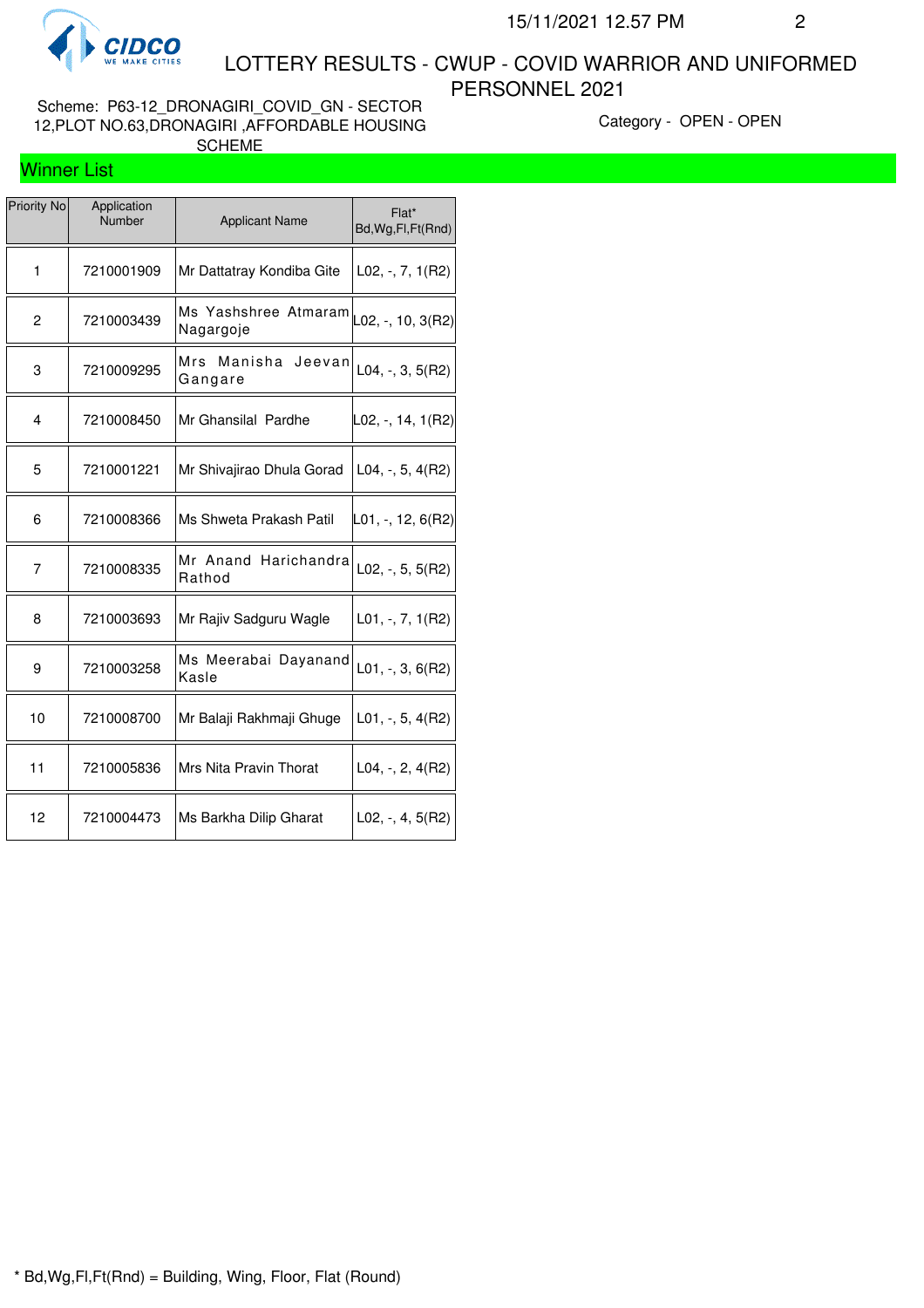# LOTTERY RESULTS - CWUP - COVID WARRIOR AND UNIFORMED PERSONNEL 2021

Scheme: P63-12_DRONAGIRI_COVID_GN - SECTOR 12,PLOT NO.63,DRONAGIRI ,AFFORDABLE HOUSING SCHEME

Category - OPEN - OPEN

## Winner List

| Priority No | Application Number | Applicant Name | Flat* Bd,Wg,Fl,Ft(Rnd) |
|---|---|---|---|
| 1 | 7210001909 | Mr Dattatray Kondiba Gite | L02, -, 7, 1(R2) |
| 2 | 7210003439 | Ms Yashshree Atmaram Nagargoje | L02, -, 10, 3(R2) |
| 3 | 7210009295 | Mrs Manisha Jeevan Gangare | L04, -, 3, 5(R2) |
| 4 | 7210008450 | Mr Ghansilal Pardhe | L02, -, 14, 1(R2) |
| 5 | 7210001221 | Mr Shivajirao Dhula Gorad | L04, -, 5, 4(R2) |
| 6 | 7210008366 | Ms Shweta Prakash Patil | L01, -, 12, 6(R2) |
| 7 | 7210008335 | Mr Anand Harichandra Rathod | L02, -, 5, 5(R2) |
| 8 | 7210003693 | Mr Rajiv Sadguru Wagle | L01, -, 7, 1(R2) |
| 9 | 7210003258 | Ms Meerabai Dayanand Kasle | L01, -, 3, 6(R2) |
| 10 | 7210008700 | Mr Balaji Rakhmaji Ghuge | L01, -, 5, 4(R2) |
| 11 | 7210005836 | Mrs Nita Pravin Thorat | L04, -, 2, 4(R2) |
| 12 | 7210004473 | Ms Barkha Dilip Gharat | L02, -, 4, 5(R2) |

* Bd,Wg,Fl,Ft(Rnd) = Building, Wing, Floor, Flat (Round)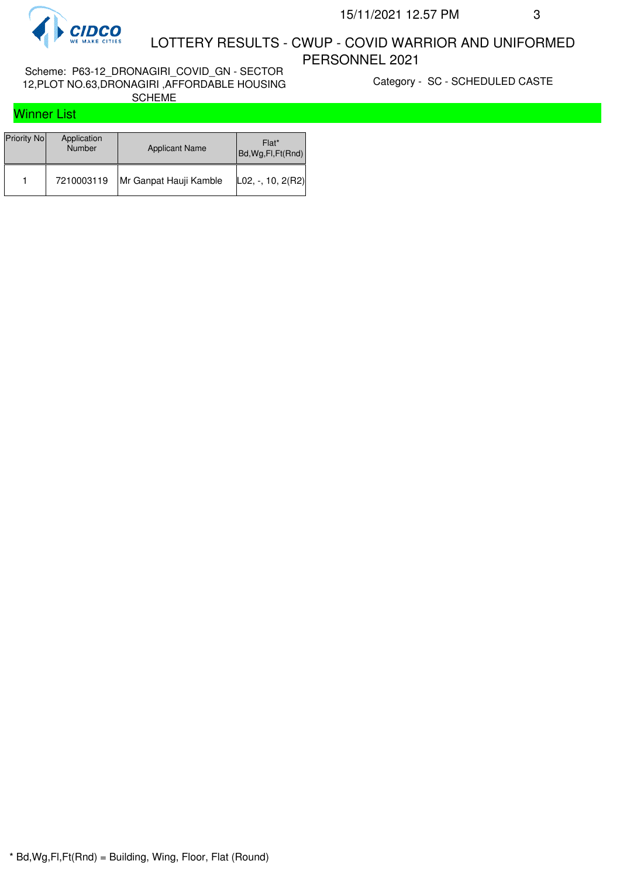# LOTTERY RESULTS - CWUP - COVID WARRIOR AND UNIFORMED PERSONNEL 2021

Scheme: P63-12_DRONAGIRI_COVID_GN - SECTOR 12,PLOT NO.63,DRONAGIRI ,AFFORDABLE HOUSING SCHEME

Category - SC - SCHEDULED CASTE

## Winner List

| Priority No | Application Number | Applicant Name | Flat* Bd,Wg,Fl,Ft(Rnd) |
|---|---|---|---|
| 1 | 7210003119 | Mr Ganpat Hauji Kamble | L02, -, 10, 2(R2) |

* Bd,Wg,Fl,Ft(Rnd) = Building, Wing, Floor, Flat (Round)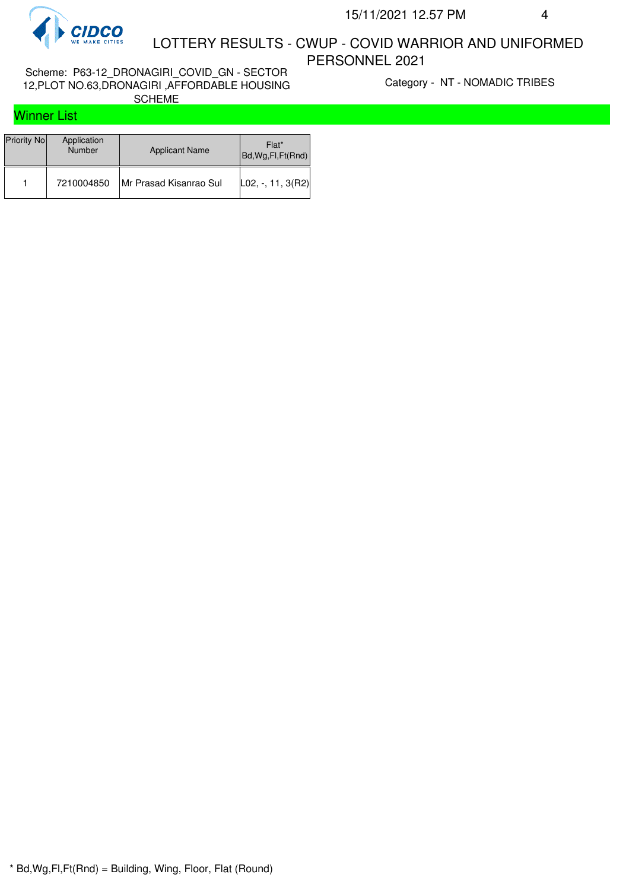# LOTTERY RESULTS - CWUP - COVID WARRIOR AND UNIFORMED PERSONNEL 2021

Scheme: P63-12_DRONAGIRI_COVID_GN - SECTOR 12,PLOT NO.63,DRONAGIRI ,AFFORDABLE HOUSING SCHEME

Category - NT - NOMADIC TRIBES

## Winner List

| Priority No | Application Number | Applicant Name | Flat* Bd,Wg,Fl,Ft(Rnd) |
|---|---|---|---|
| 1 | 7210004850 | Mr Prasad Kisanrao Sul | L02, -, 11, 3(R2) |

* Bd,Wg,Fl,Ft(Rnd) = Building, Wing, Floor, Flat (Round)